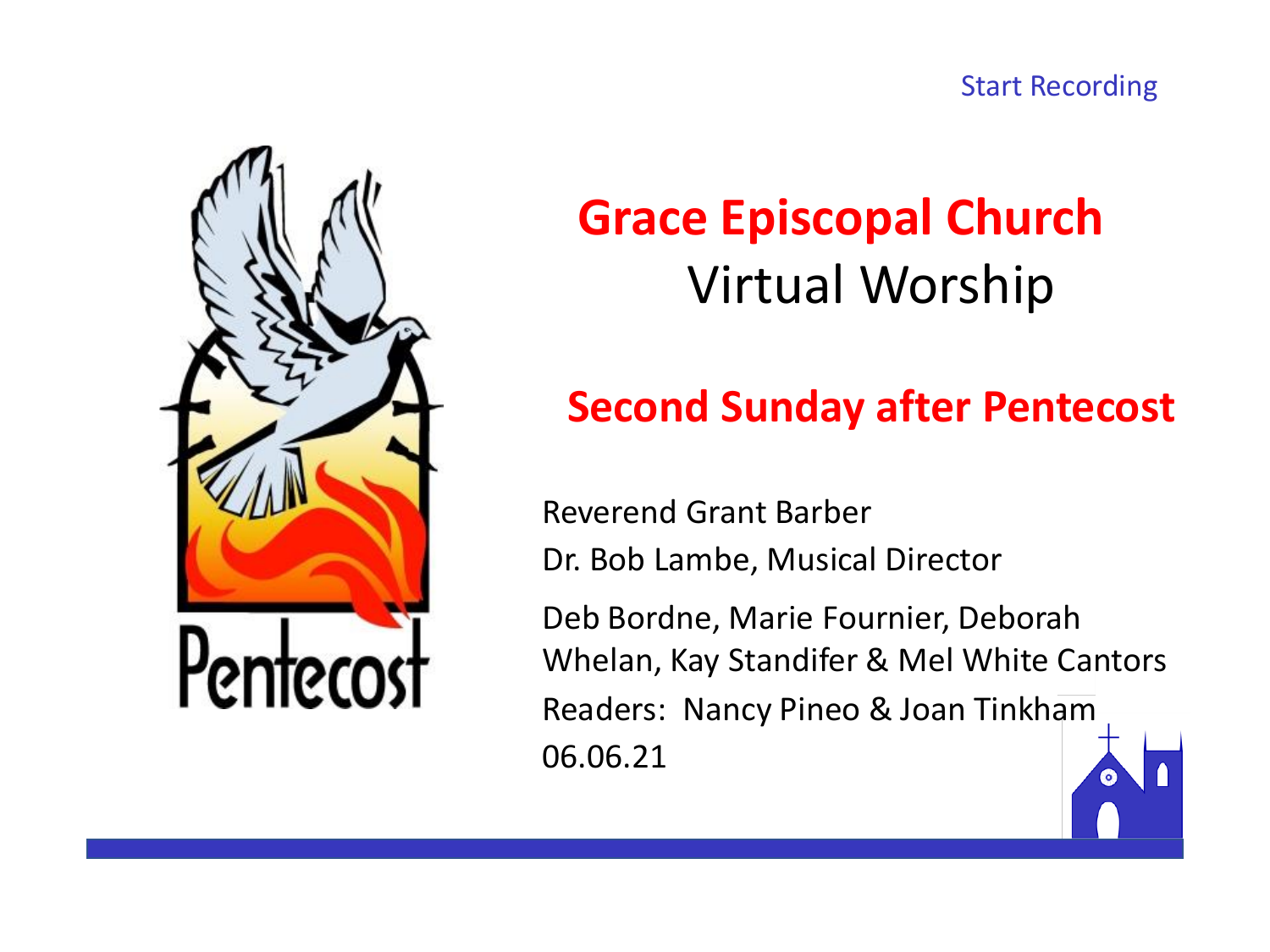Start Recording

Pentecost

# Grace Episcopal Church

## Virtual Worship

## Second Sunday after Pentecost

Reverend Grant Barber

Dr. Bob Lambe, Musical Director

Deb Bordne, Marie Fournier, Deborah Whelan, Kay Standifer & Mel White Cantors

Readers: Nancy Pineo & Joan Tinkham

06.06.21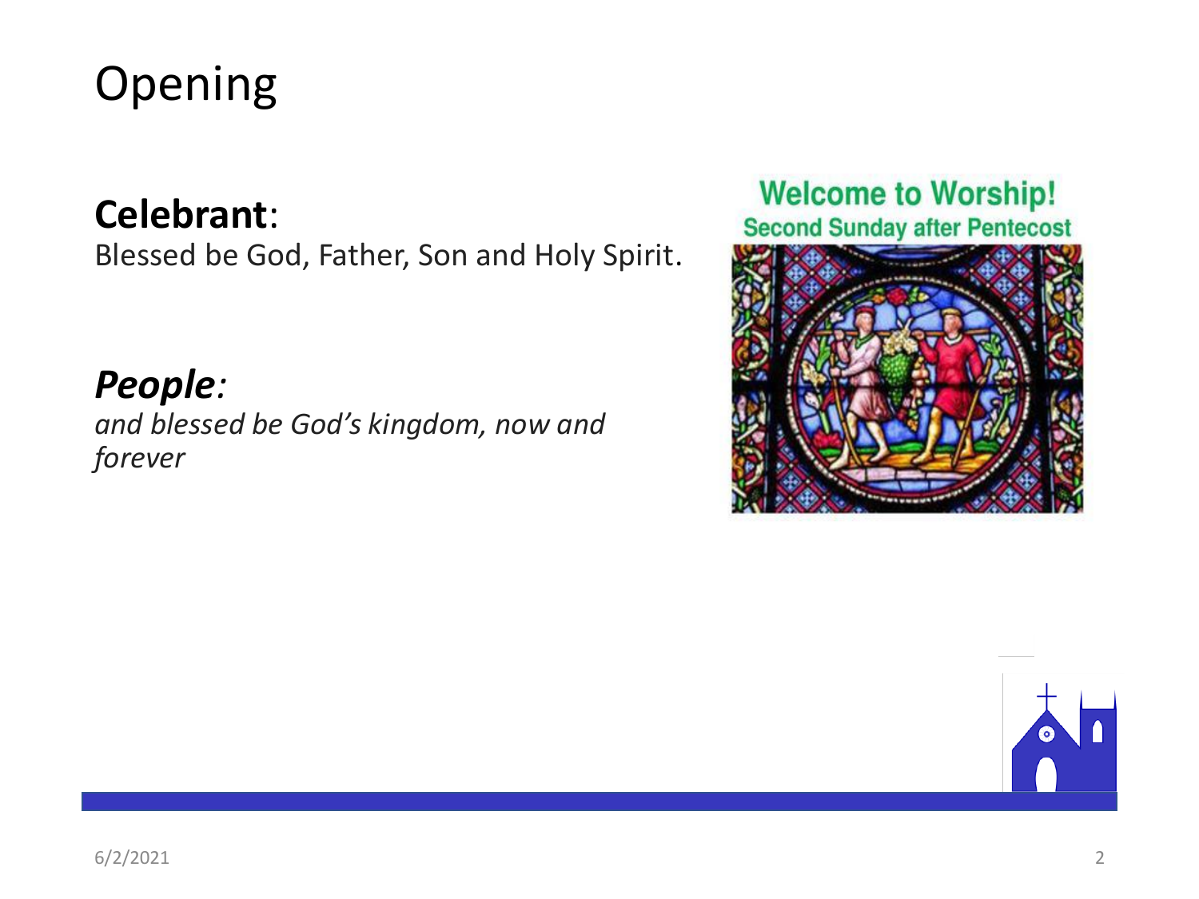# Opening

**Celebrant**:
Blessed be God, Father, Son and Holy Spirit.

***People**:*
*and blessed be God's kingdom, now and forever*

**Welcome to Worship!**
**Second Sunday after Pentecost**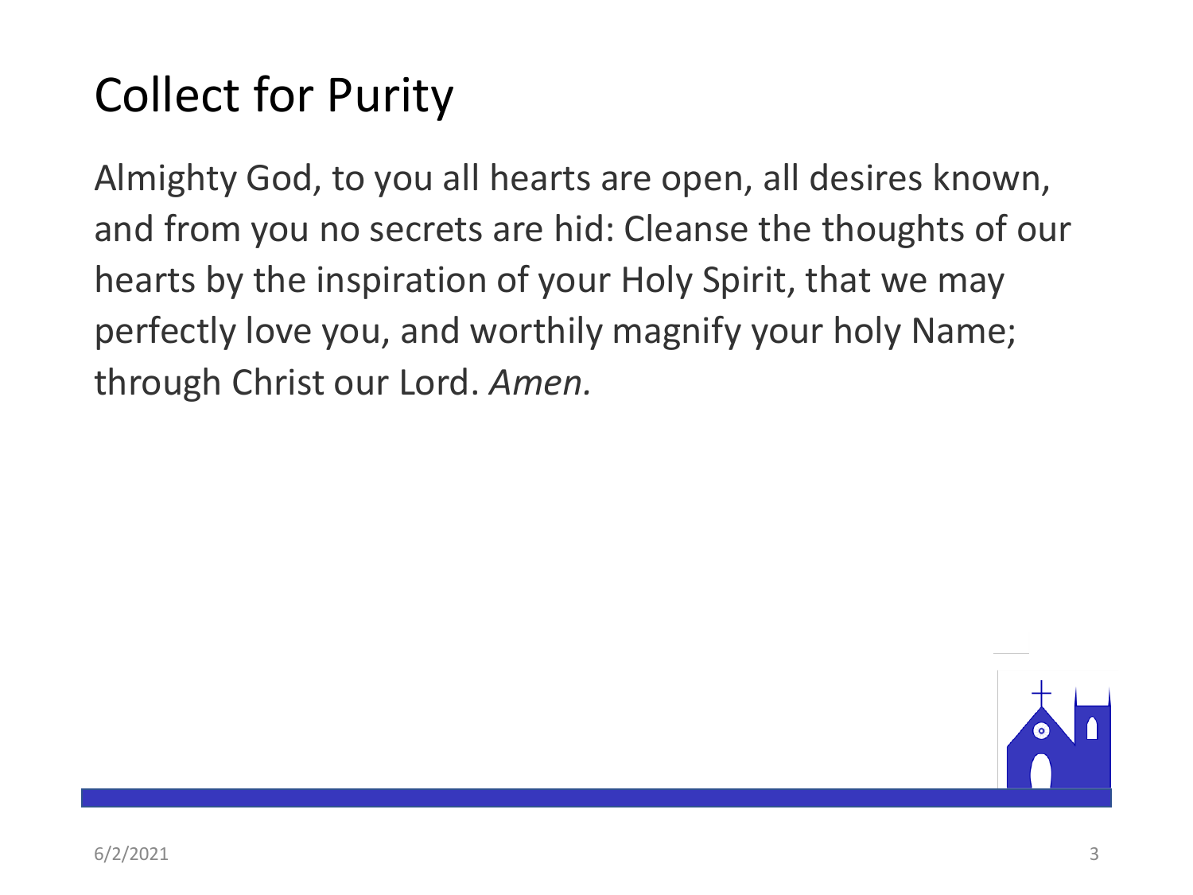# Collect for Purity

Almighty God, to you all hearts are open, all desires known, and from you no secrets are hid: Cleanse the thoughts of our hearts by the inspiration of your Holy Spirit, that we may perfectly love you, and worthily magnify your holy Name; through Christ our Lord. *Amen.*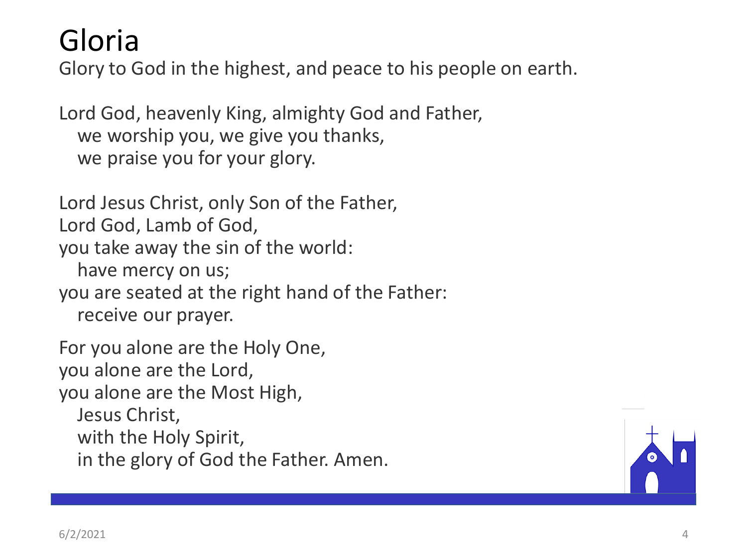# Gloria

Glory to God in the highest, and peace to his people on earth.

Lord God, heavenly King, almighty God and Father,  
&nbsp;&nbsp;we worship you, we give you thanks,  
&nbsp;&nbsp;we praise you for your glory.

Lord Jesus Christ, only Son of the Father,  
Lord God, Lamb of God,  
you take away the sin of the world:  
&nbsp;&nbsp;have mercy on us;  
you are seated at the right hand of the Father:  
&nbsp;&nbsp;receive our prayer.

For you alone are the Holy One,  
you alone are the Lord,  
you alone are the Most High,  
&nbsp;&nbsp;Jesus Christ,  
&nbsp;&nbsp;with the Holy Spirit,  
&nbsp;&nbsp;in the glory of God the Father. Amen.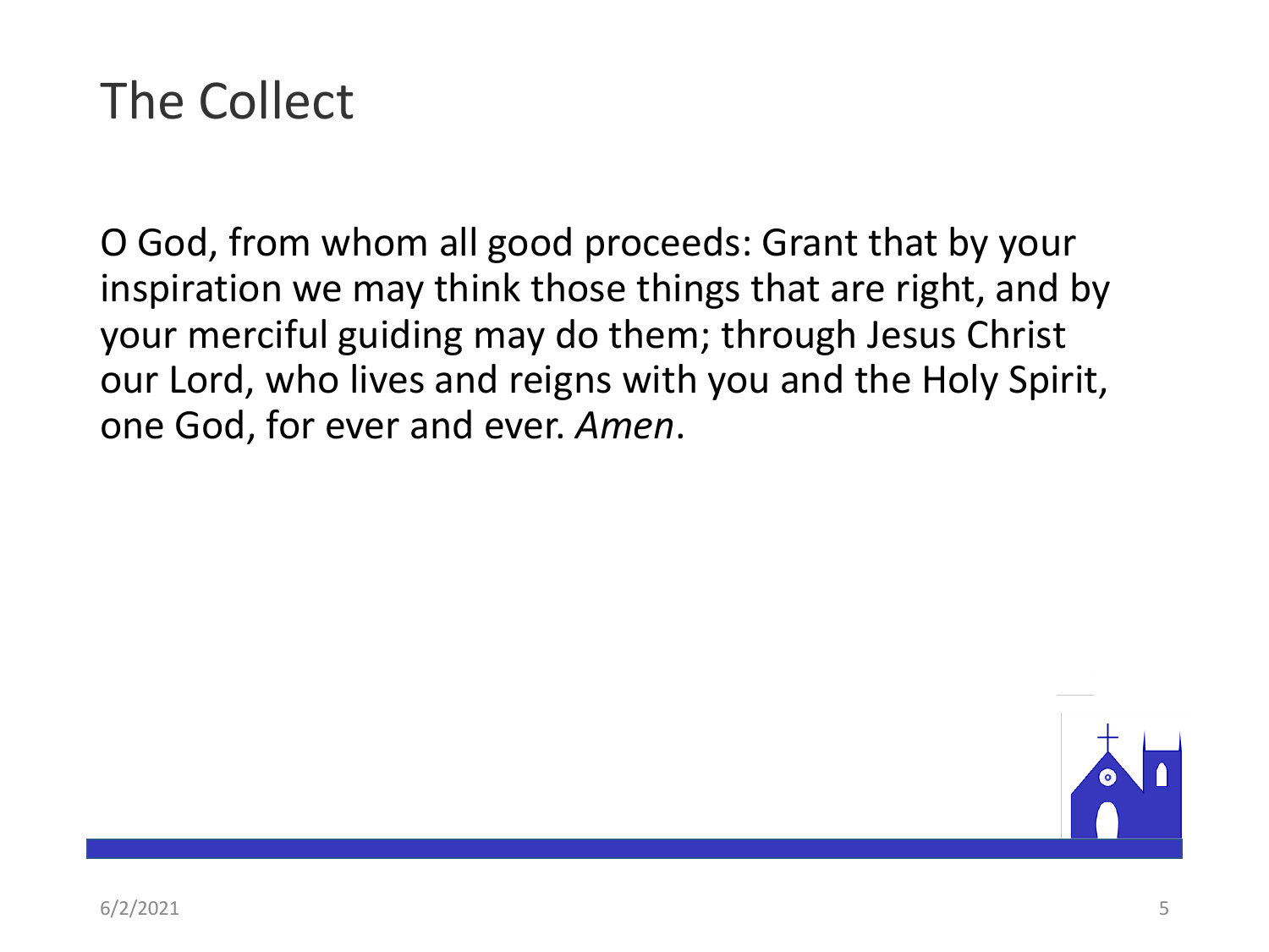# The Collect

O God, from whom all good proceeds: Grant that by your inspiration we may think those things that are right, and by your merciful guiding may do them; through Jesus Christ our Lord, who lives and reigns with you and the Holy Spirit, one God, for ever and ever. *Amen*.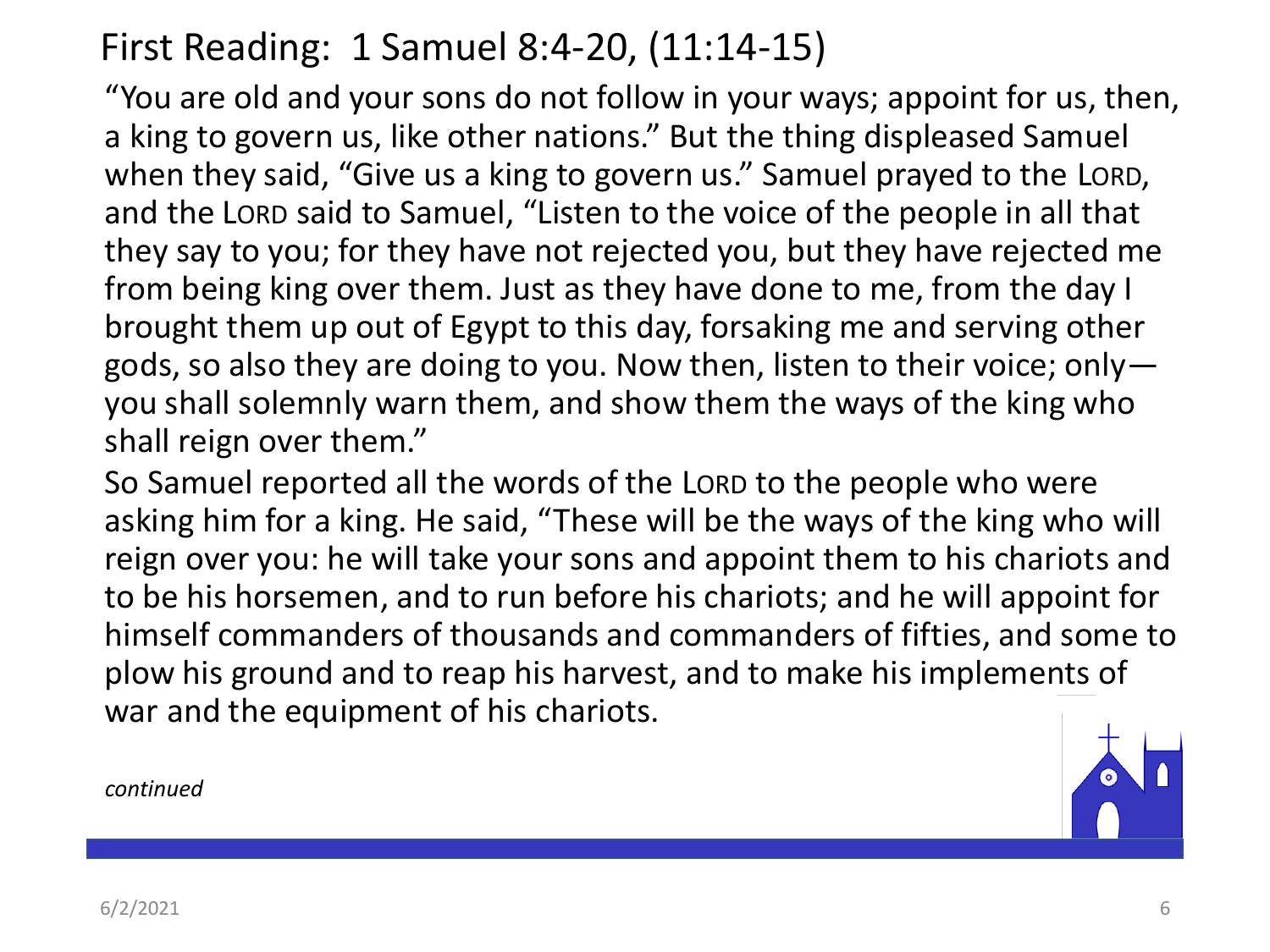# First Reading: 1 Samuel 8:4-20, (11:14-15)

"You are old and your sons do not follow in your ways; appoint for us, then, a king to govern us, like other nations." But the thing displeased Samuel when they said, "Give us a king to govern us." Samuel prayed to the LORD, and the LORD said to Samuel, "Listen to the voice of the people in all that they say to you; for they have not rejected you, but they have rejected me from being king over them. Just as they have done to me, from the day I brought them up out of Egypt to this day, forsaking me and serving other gods, so also they are doing to you. Now then, listen to their voice; only—you shall solemnly warn them, and show them the ways of the king who shall reign over them."

So Samuel reported all the words of the LORD to the people who were asking him for a king. He said, "These will be the ways of the king who will reign over you: he will take your sons and appoint them to his chariots and to be his horsemen, and to run before his chariots; and he will appoint for himself commanders of thousands and commanders of fifties, and some to plow his ground and to reap his harvest, and to make his implements of war and the equipment of his chariots.

*continued*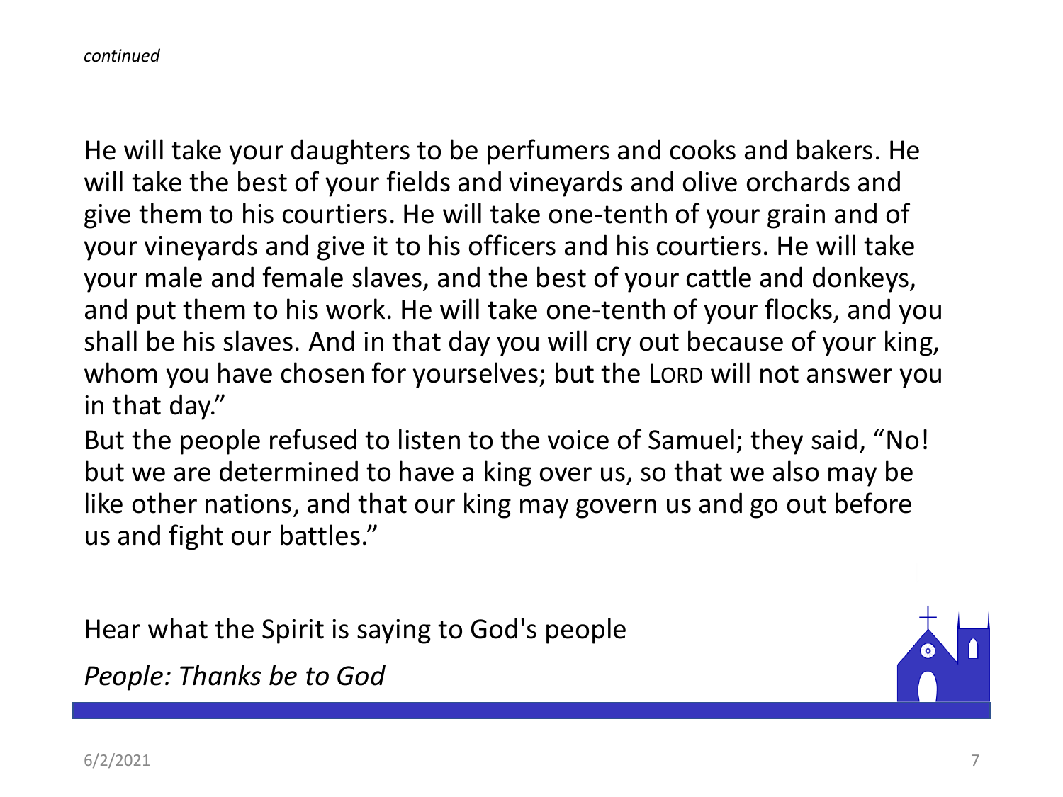*continued*

He will take your daughters to be perfumers and cooks and bakers. He will take the best of your fields and vineyards and olive orchards and give them to his courtiers. He will take one-tenth of your grain and of your vineyards and give it to his officers and his courtiers. He will take your male and female slaves, and the best of your cattle and donkeys, and put them to his work. He will take one-tenth of your flocks, and you shall be his slaves. And in that day you will cry out because of your king, whom you have chosen for yourselves; but the LORD will not answer you in that day."

But the people refused to listen to the voice of Samuel; they said, "No! but we are determined to have a king over us, so that we also may be like other nations, and that our king may govern us and go out before us and fight our battles."

Hear what the Spirit is saying to God's people

*People: Thanks be to God*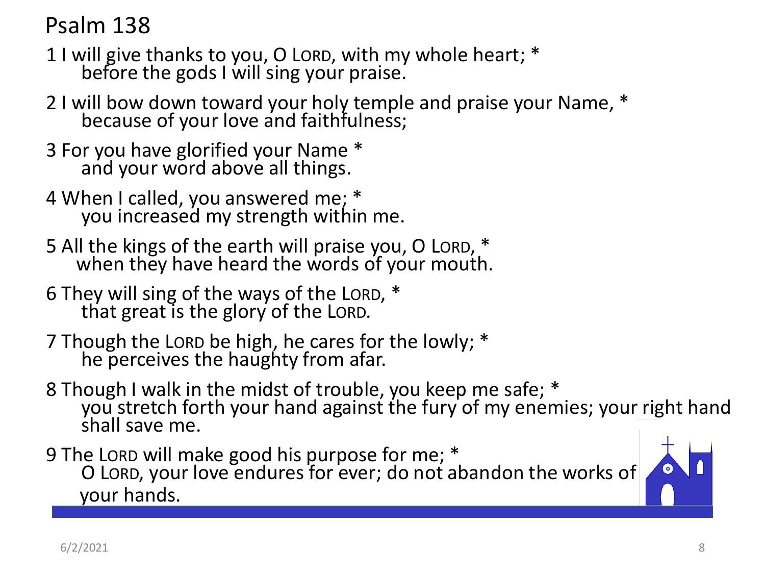# Psalm 138

1 I will give thanks to you, O LORD, with my whole heart; *
before the gods I will sing your praise.

2 I will bow down toward your holy temple and praise your Name, *
because of your love and faithfulness;

3 For you have glorified your Name *
and your word above all things.

4 When I called, you answered me; *
you increased my strength within me.

5 All the kings of the earth will praise you, O LORD, *
when they have heard the words of your mouth.

6 They will sing of the ways of the LORD, *
that great is the glory of the LORD.

7 Though the LORD be high, he cares for the lowly; *
he perceives the haughty from afar.

8 Though I walk in the midst of trouble, you keep me safe; *
you stretch forth your hand against the fury of my enemies; your right hand shall save me.

9 The LORD will make good his purpose for me; *
O LORD, your love endures for ever; do not abandon the works of your hands.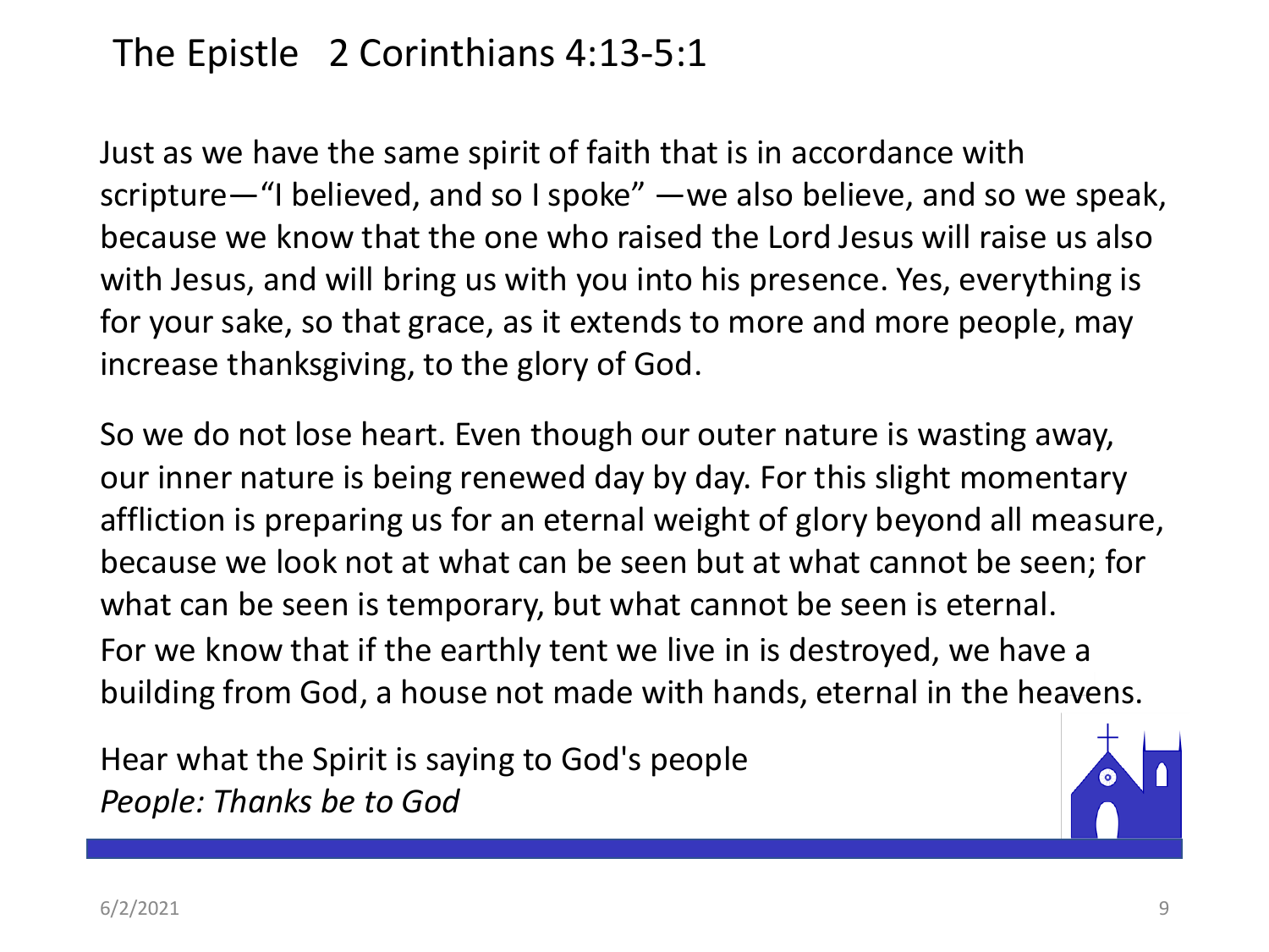# The Epistle 2 Corinthians 4:13-5:1

Just as we have the same spirit of faith that is in accordance with scripture—"I believed, and so I spoke" —we also believe, and so we speak, because we know that the one who raised the Lord Jesus will raise us also with Jesus, and will bring us with you into his presence. Yes, everything is for your sake, so that grace, as it extends to more and more people, may increase thanksgiving, to the glory of God.

So we do not lose heart. Even though our outer nature is wasting away, our inner nature is being renewed day by day. For this slight momentary affliction is preparing us for an eternal weight of glory beyond all measure, because we look not at what can be seen but at what cannot be seen; for what can be seen is temporary, but what cannot be seen is eternal. For we know that if the earthly tent we live in is destroyed, we have a building from God, a house not made with hands, eternal in the heavens.

Hear what the Spirit is saying to God's people
*People: Thanks be to God*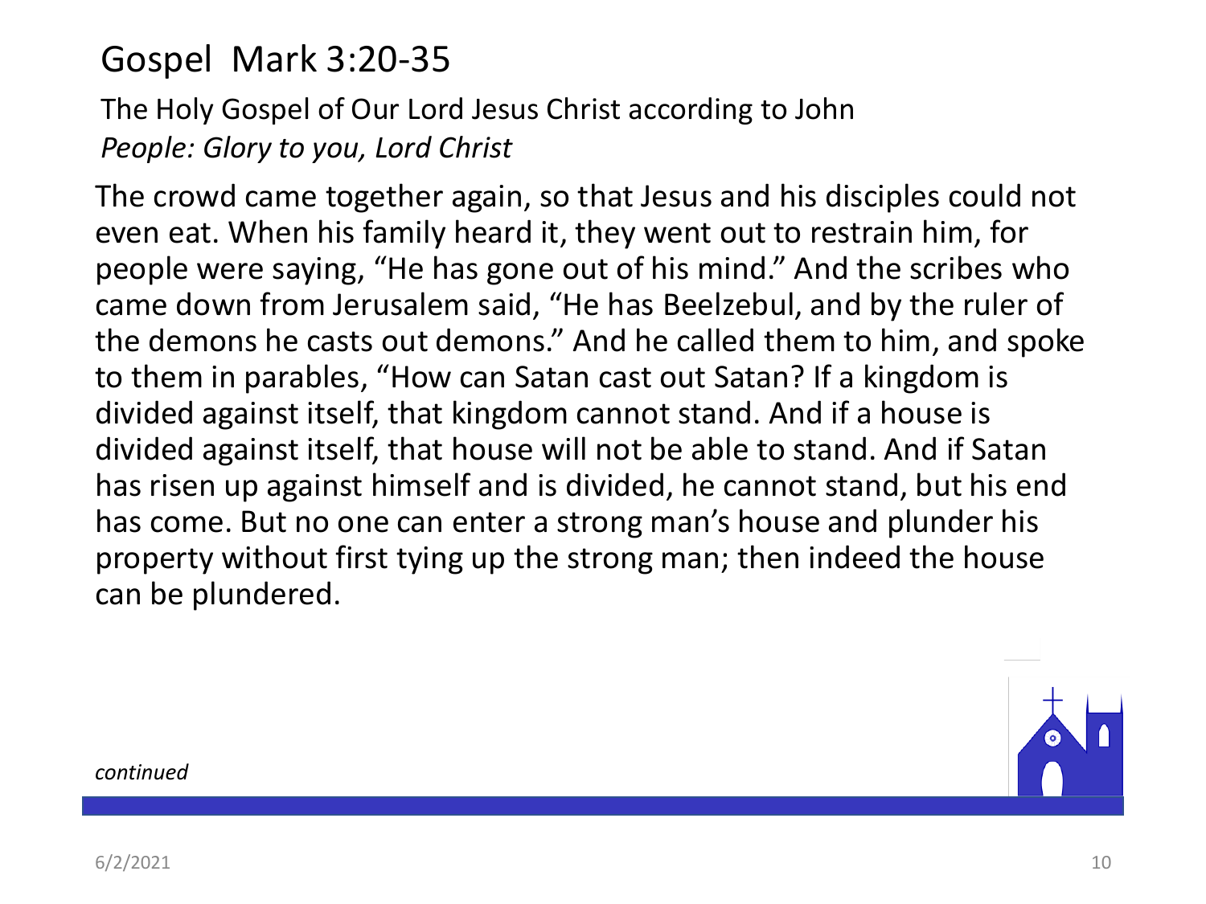# Gospel Mark 3:20-35

The Holy Gospel of Our Lord Jesus Christ according to John

*People: Glory to you, Lord Christ*

The crowd came together again, so that Jesus and his disciples could not even eat. When his family heard it, they went out to restrain him, for people were saying, “He has gone out of his mind.” And the scribes who came down from Jerusalem said, “He has Beelzebul, and by the ruler of the demons he casts out demons.” And he called them to him, and spoke to them in parables, “How can Satan cast out Satan? If a kingdom is divided against itself, that kingdom cannot stand. And if a house is divided against itself, that house will not be able to stand. And if Satan has risen up against himself and is divided, he cannot stand, but his end has come. But no one can enter a strong man’s house and plunder his property without first tying up the strong man; then indeed the house can be plundered.

*continued*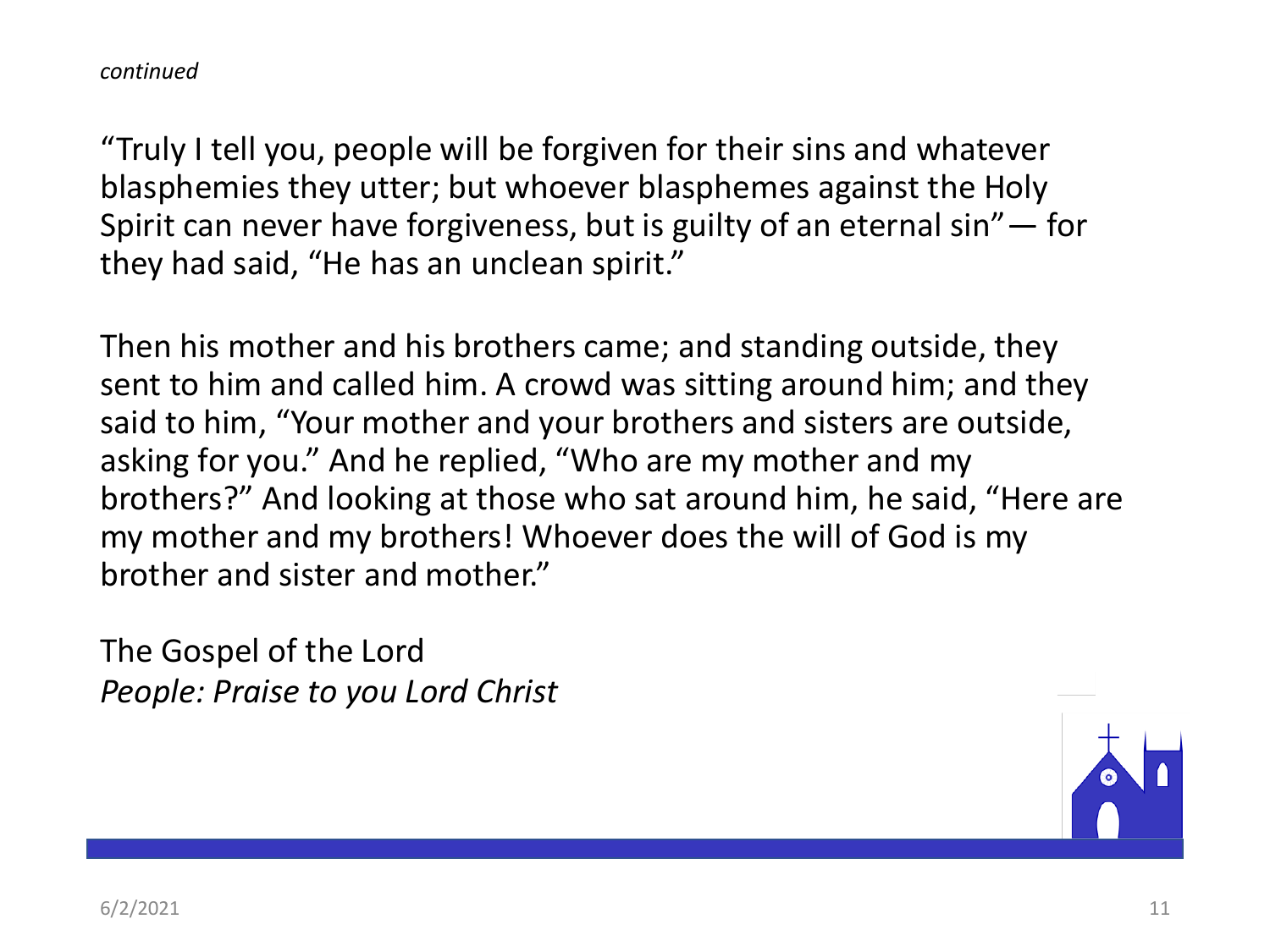*continued*

“Truly I tell you, people will be forgiven for their sins and whatever blasphemies they utter; but whoever blasphemes against the Holy Spirit can never have forgiveness, but is guilty of an eternal sin” — for they had said, “He has an unclean spirit.”

Then his mother and his brothers came; and standing outside, they sent to him and called him. A crowd was sitting around him; and they said to him, “Your mother and your brothers and sisters are outside, asking for you.” And he replied, “Who are my mother and my brothers?” And looking at those who sat around him, he said, “Here are my mother and my brothers! Whoever does the will of God is my brother and sister and mother.”

The Gospel of the Lord
*People: Praise to you Lord Christ*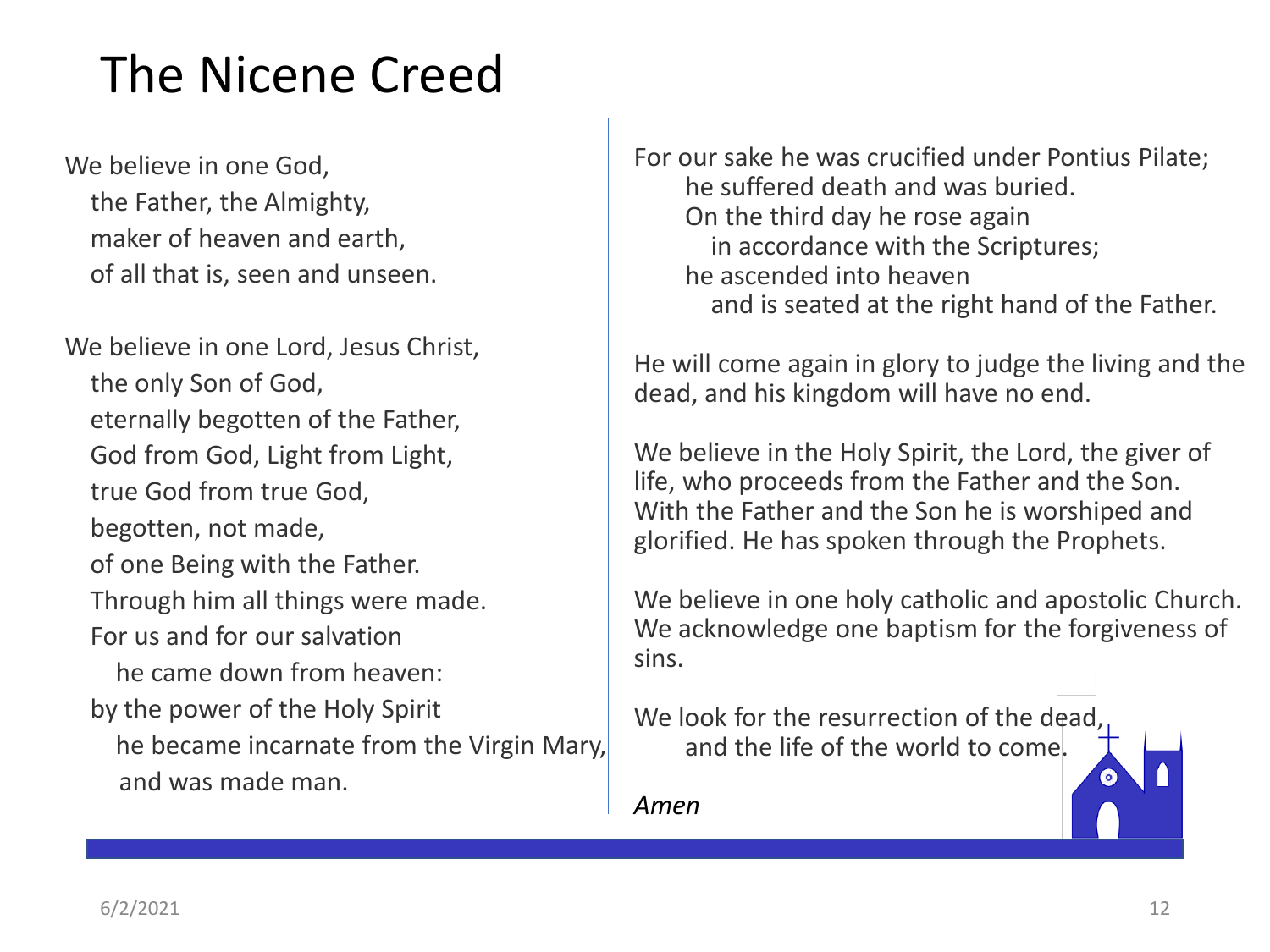# The Nicene Creed

We believe in one God,
the Father, the Almighty,
maker of heaven and earth,
of all that is, seen and unseen.

We believe in one Lord, Jesus Christ,
the only Son of God,
eternally begotten of the Father,
God from God, Light from Light,
true God from true God,
begotten, not made,
of one Being with the Father.
Through him all things were made.
For us and for our salvation
he came down from heaven:
by the power of the Holy Spirit
he became incarnate from the Virgin Mary,
and was made man.

For our sake he was crucified under Pontius Pilate;
he suffered death and was buried.
On the third day he rose again
in accordance with the Scriptures;
he ascended into heaven
and is seated at the right hand of the Father.

He will come again in glory to judge the living and the dead, and his kingdom will have no end.

We believe in the Holy Spirit, the Lord, the giver of life, who proceeds from the Father and the Son. With the Father and the Son he is worshiped and glorified. He has spoken through the Prophets.

We believe in one holy catholic and apostolic Church. We acknowledge one baptism for the forgiveness of sins.

We look for the resurrection of the dead,
and the life of the world to come.

*Amen*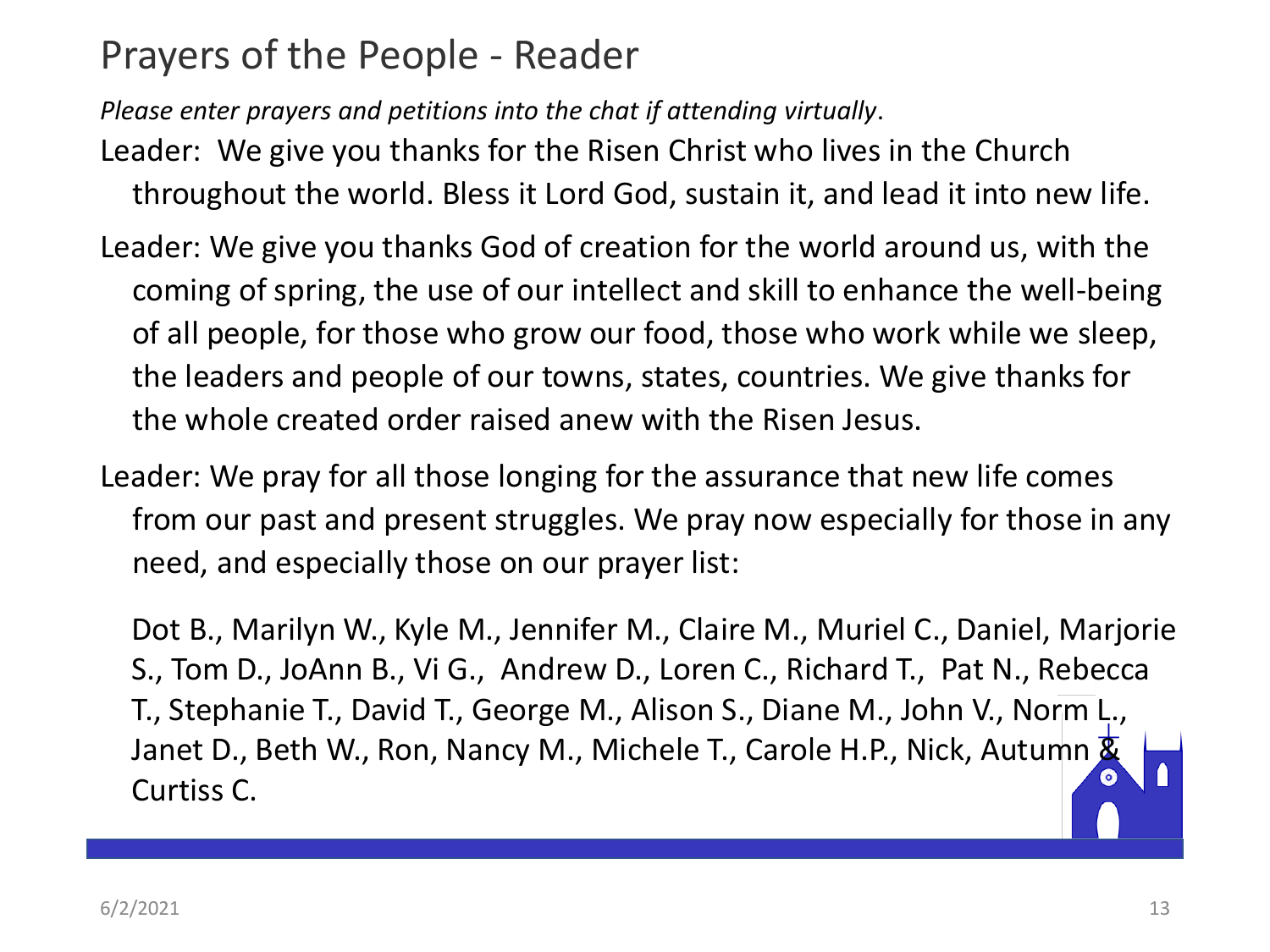# Prayers of the People - Reader

*Please enter prayers and petitions into the chat if attending virtually*.

Leader: We give you thanks for the Risen Christ who lives in the Church throughout the world. Bless it Lord God, sustain it, and lead it into new life.

Leader: We give you thanks God of creation for the world around us, with the coming of spring, the use of our intellect and skill to enhance the well-being of all people, for those who grow our food, those who work while we sleep, the leaders and people of our towns, states, countries. We give thanks for the whole created order raised anew with the Risen Jesus.

Leader: We pray for all those longing for the assurance that new life comes from our past and present struggles. We pray now especially for those in any need, and especially those on our prayer list:

Dot B., Marilyn W., Kyle M., Jennifer M., Claire M., Muriel C., Daniel, Marjorie S., Tom D., JoAnn B., Vi G., Andrew D., Loren C., Richard T., Pat N., Rebecca T., Stephanie T., David T., George M., Alison S., Diane M., John V., Norm L., Janet D., Beth W., Ron, Nancy M., Michele T., Carole H.P., Nick, Autumn & Curtiss C.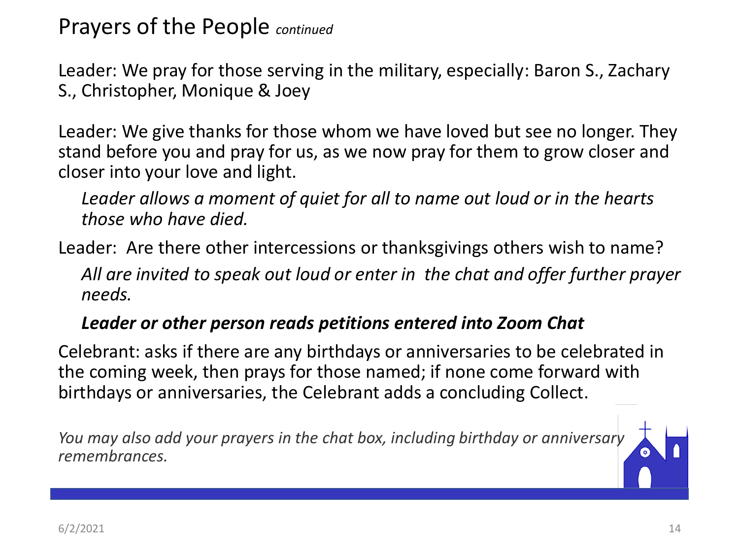# Prayers of the People *continued*

Leader: We pray for those serving in the military, especially: Baron S., Zachary S., Christopher, Monique & Joey

Leader: We give thanks for those whom we have loved but see no longer. They stand before you and pray for us, as we now pray for them to grow closer and closer into your love and light.

*Leader allows a moment of quiet for all to name out loud or in the hearts those who have died.*

Leader: Are there other intercessions or thanksgivings others wish to name?

*All are invited to speak out loud or enter in the chat and offer further prayer needs.*

***Leader or other person reads petitions entered into Zoom Chat***

Celebrant: asks if there are any birthdays or anniversaries to be celebrated in the coming week, then prays for those named; if none come forward with birthdays or anniversaries, the Celebrant adds a concluding Collect.

*You may also add your prayers in the chat box, including birthday or anniversary remembrances.*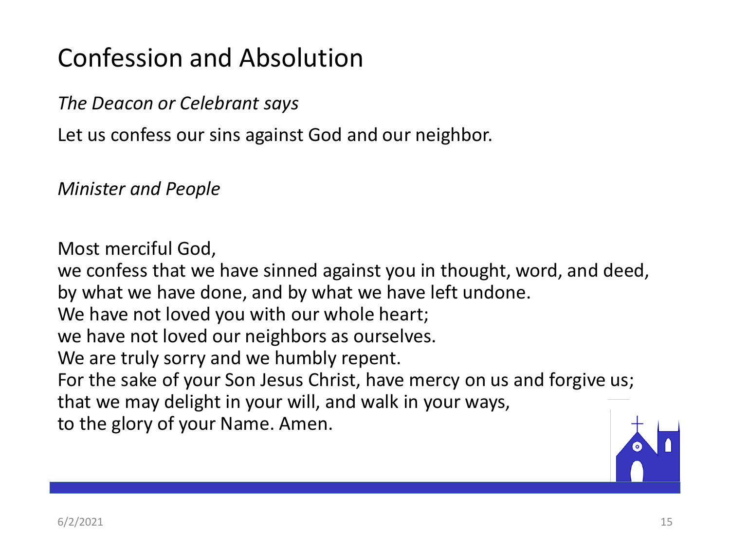# Confession and Absolution

*The Deacon or Celebrant says*

Let us confess our sins against God and our neighbor.

*Minister and People*

Most merciful God,
we confess that we have sinned against you in thought, word, and deed,
by what we have done, and by what we have left undone.
We have not loved you with our whole heart;
we have not loved our neighbors as ourselves.
We are truly sorry and we humbly repent.
For the sake of your Son Jesus Christ, have mercy on us and forgive us;
that we may delight in your will, and walk in your ways,
to the glory of your Name. Amen.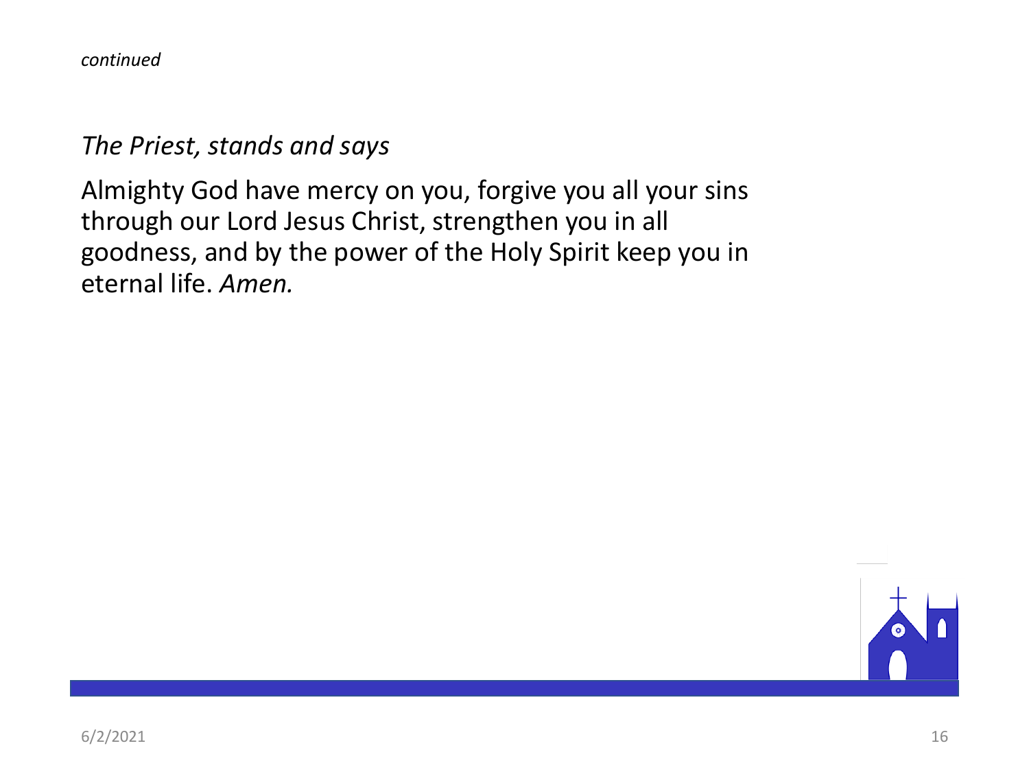*continued*

*The Priest, stands and says*

Almighty God have mercy on you, forgive you all your sins through our Lord Jesus Christ, strengthen you in all goodness, and by the power of the Holy Spirit keep you in eternal life. *Amen.*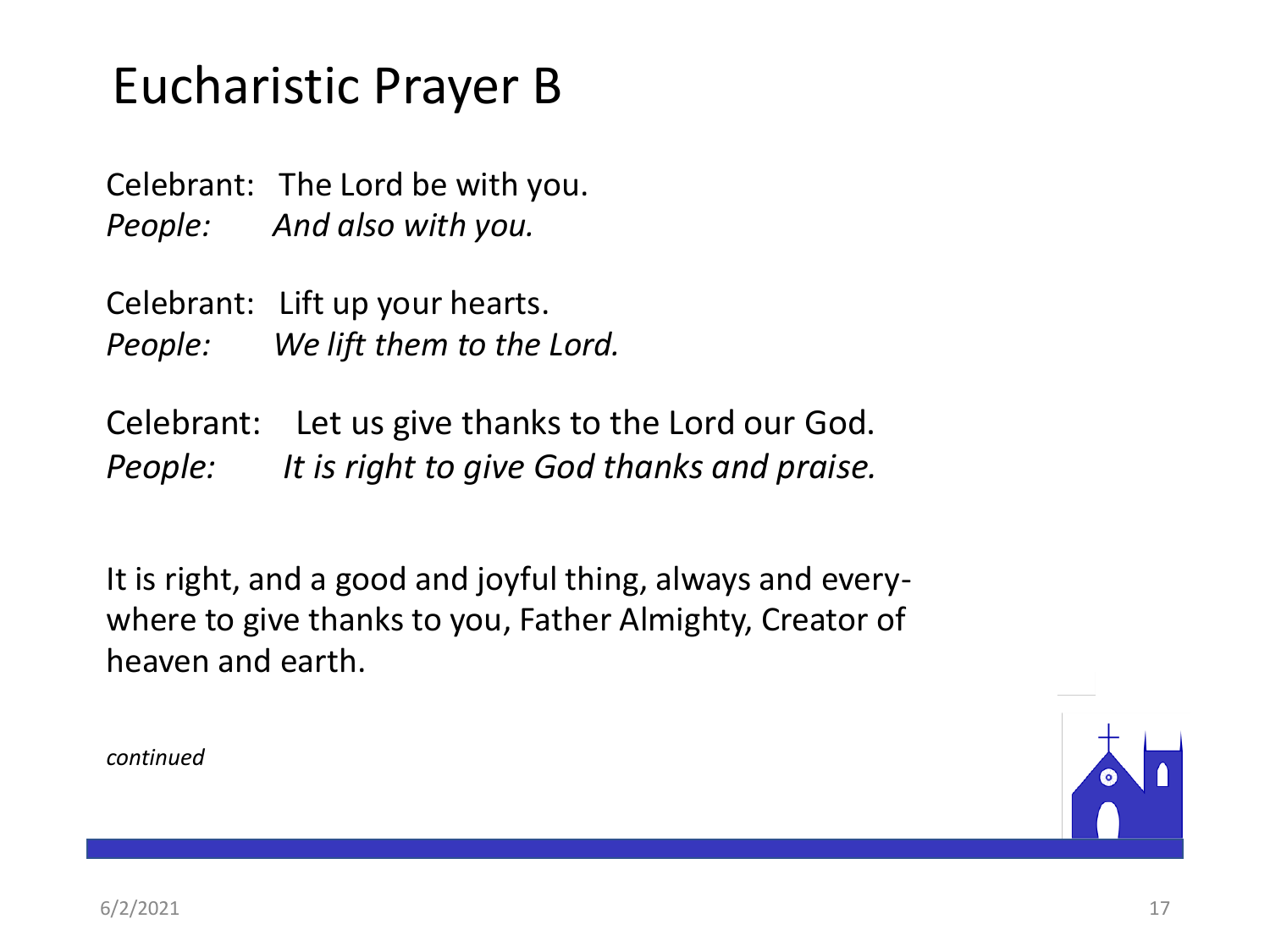# Eucharistic Prayer B

Celebrant: The Lord be with you.
*People: And also with you.*

Celebrant: Lift up your hearts.
*People: We lift them to the Lord.*

Celebrant: Let us give thanks to the Lord our God.
*People: It is right to give God thanks and praise.*

It is right, and a good and joyful thing, always and every-where to give thanks to you, Father Almighty, Creator of heaven and earth.

*continued*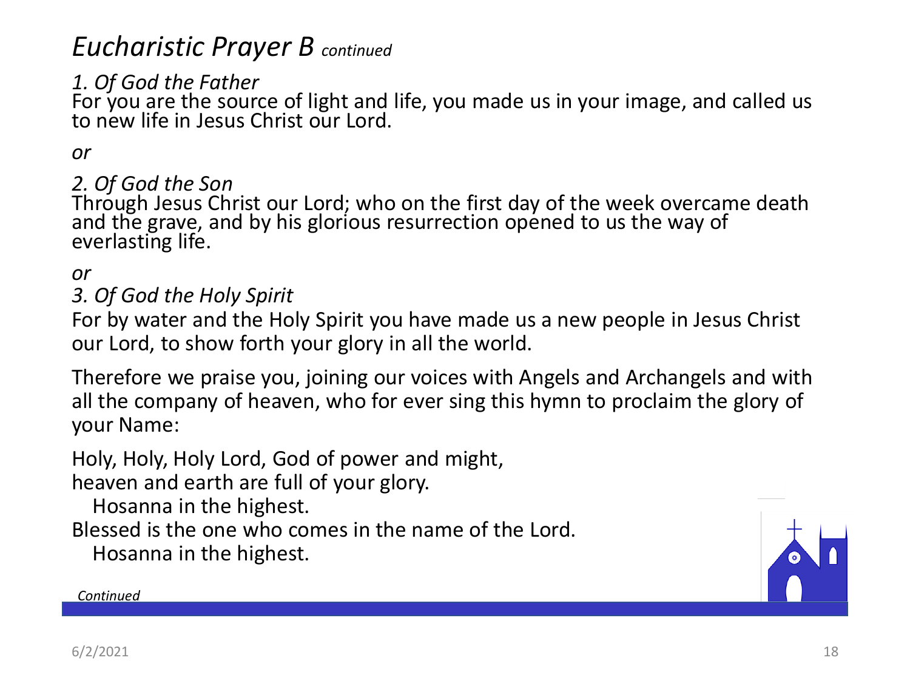# *Eucharistic Prayer B* *continued*

*1. Of God the Father*
For you are the source of light and life, you made us in your image, and called us to new life in Jesus Christ our Lord.

*or*

*2. Of God the Son*
Through Jesus Christ our Lord; who on the first day of the week overcame death and the grave, and by his glorious resurrection opened to us the way of everlasting life.

*or*

*3. Of God the Holy Spirit*
For by water and the Holy Spirit you have made us a new people in Jesus Christ our Lord, to show forth your glory in all the world.

Therefore we praise you, joining our voices with Angels and Archangels and with all the company of heaven, who for ever sing this hymn to proclaim the glory of your Name:

Holy, Holy, Holy Lord, God of power and might,
heaven and earth are full of your glory.
  Hosanna in the highest.
Blessed is the one who comes in the name of the Lord.
  Hosanna in the highest.

*Continued*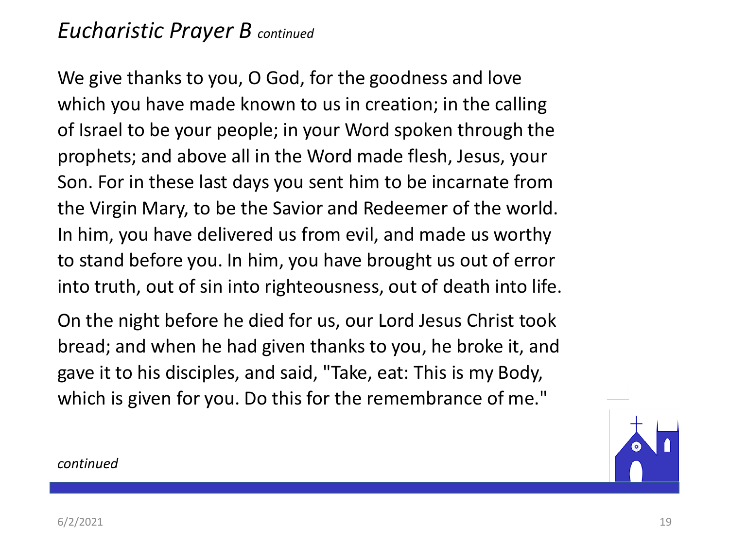## *Eucharistic Prayer B* *continued*

We give thanks to you, O God, for the goodness and love which you have made known to us in creation; in the calling of Israel to be your people; in your Word spoken through the prophets; and above all in the Word made flesh, Jesus, your Son. For in these last days you sent him to be incarnate from the Virgin Mary, to be the Savior and Redeemer of the world. In him, you have delivered us from evil, and made us worthy to stand before you. In him, you have brought us out of error into truth, out of sin into righteousness, out of death into life.

On the night before he died for us, our Lord Jesus Christ took bread; and when he had given thanks to you, he broke it, and gave it to his disciples, and said, "Take, eat: This is my Body, which is given for you. Do this for the remembrance of me."

*continued*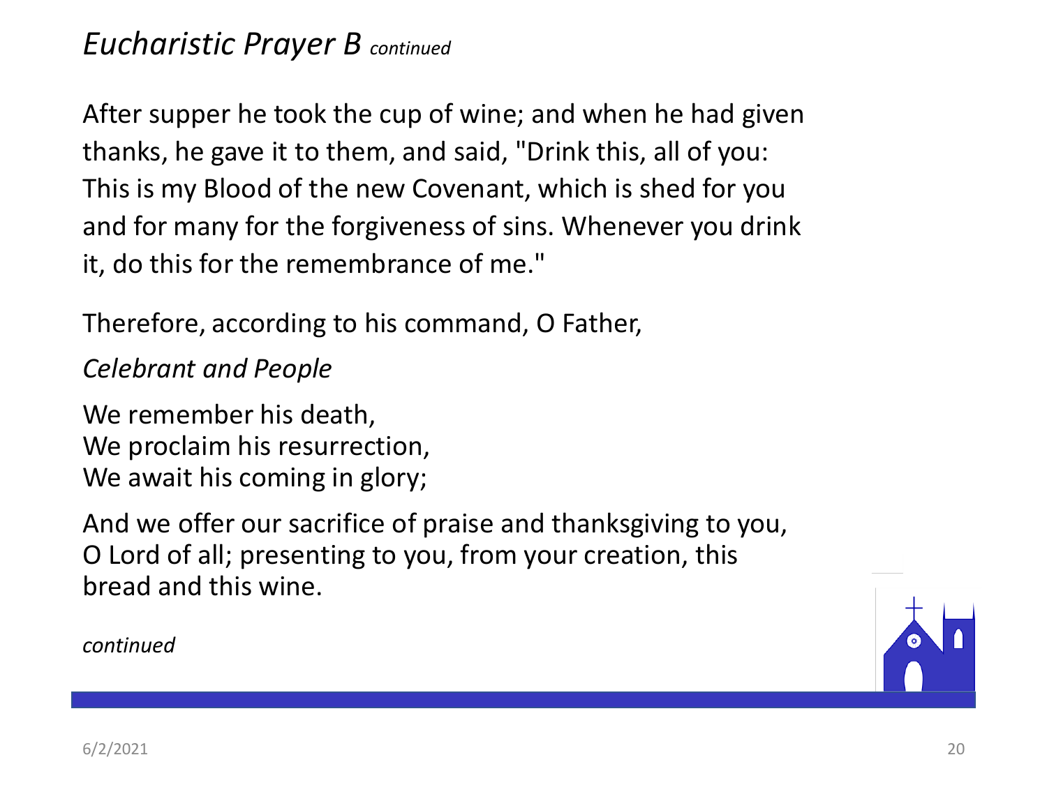## *Eucharistic Prayer B* *continued*

After supper he took the cup of wine; and when he had given thanks, he gave it to them, and said, "Drink this, all of you: This is my Blood of the new Covenant, which is shed for you and for many for the forgiveness of sins. Whenever you drink it, do this for the remembrance of me."

Therefore, according to his command, O Father,

*Celebrant and People*

We remember his death,
We proclaim his resurrection,
We await his coming in glory;

And we offer our sacrifice of praise and thanksgiving to you, O Lord of all; presenting to you, from your creation, this bread and this wine.

*continued*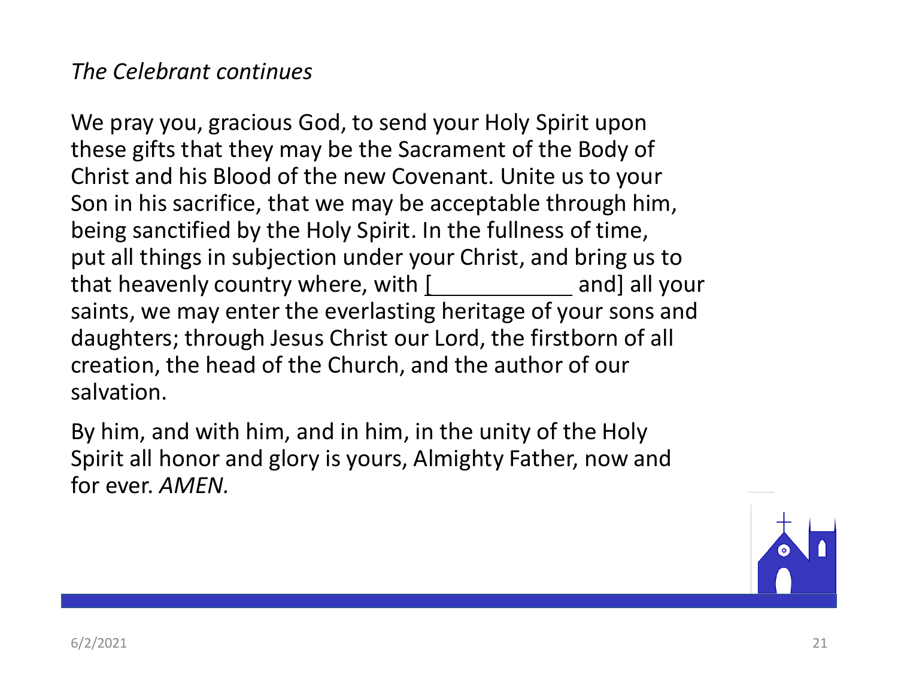*The Celebrant continues*

We pray you, gracious God, to send your Holy Spirit upon these gifts that they may be the Sacrament of the Body of Christ and his Blood of the new Covenant. Unite us to your Son in his sacrifice, that we may be acceptable through him, being sanctified by the Holy Spirit. In the fullness of time, put all things in subjection under your Christ, and bring us to that heavenly country where, with [____________ and] all your saints, we may enter the everlasting heritage of your sons and daughters; through Jesus Christ our Lord, the firstborn of all creation, the head of the Church, and the author of our salvation.

By him, and with him, and in him, in the unity of the Holy Spirit all honor and glory is yours, Almighty Father, now and for ever. *AMEN.*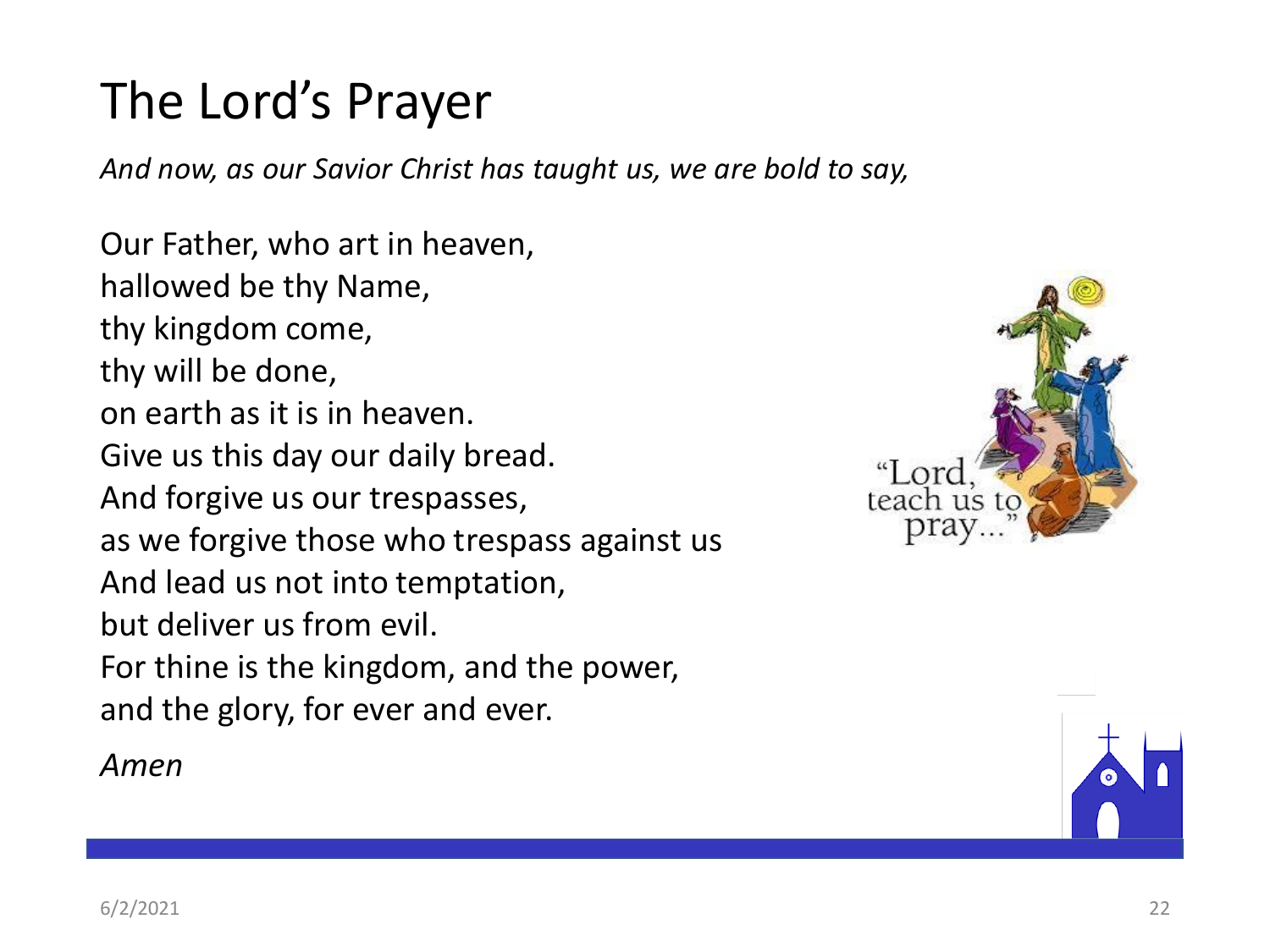# The Lord's Prayer

*And now, as our Savior Christ has taught us, we are bold to say,*

Our Father, who art in heaven,
hallowed be thy Name,
thy kingdom come,
thy will be done,
on earth as it is in heaven.
Give us this day our daily bread.
And forgive us our trespasses,
as we forgive those who trespass against us
And lead us not into temptation,
but deliver us from evil.
For thine is the kingdom, and the power,
and the glory, for ever and ever.

*Amen*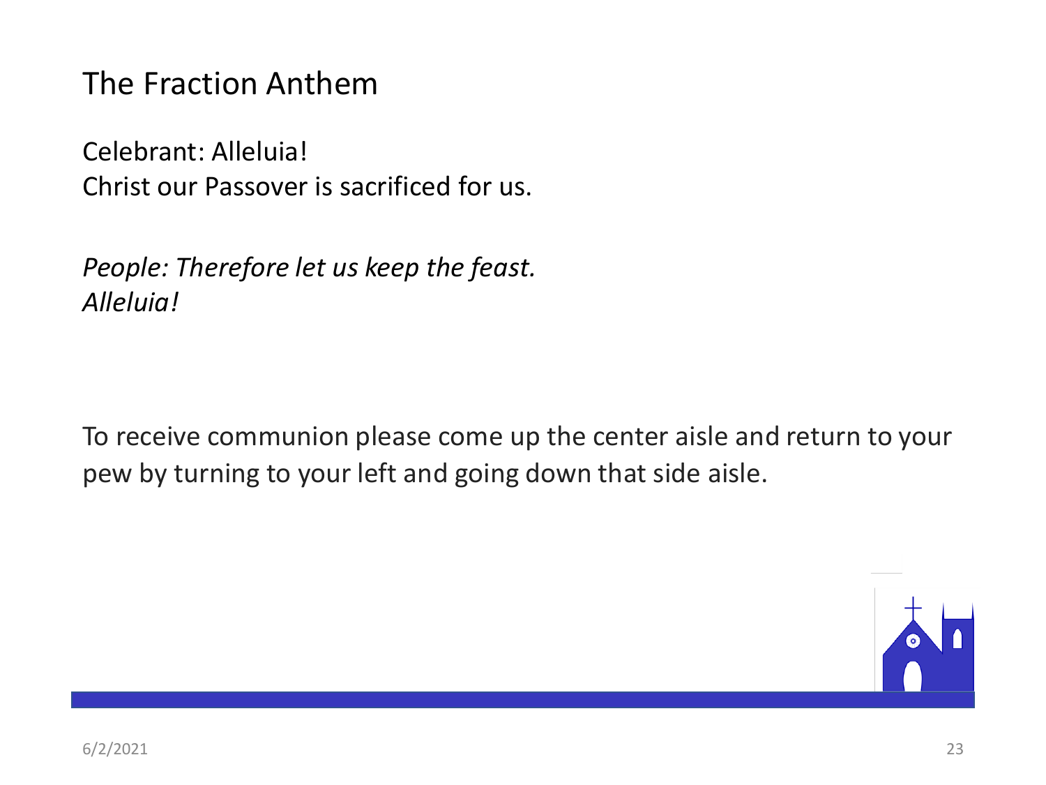# The Fraction Anthem

Celebrant: Alleluia!
Christ our Passover is sacrificed for us.

*People: Therefore let us keep the feast.*
*Alleluia!*

To receive communion please come up the center aisle and return to your pew by turning to your left and going down that side aisle.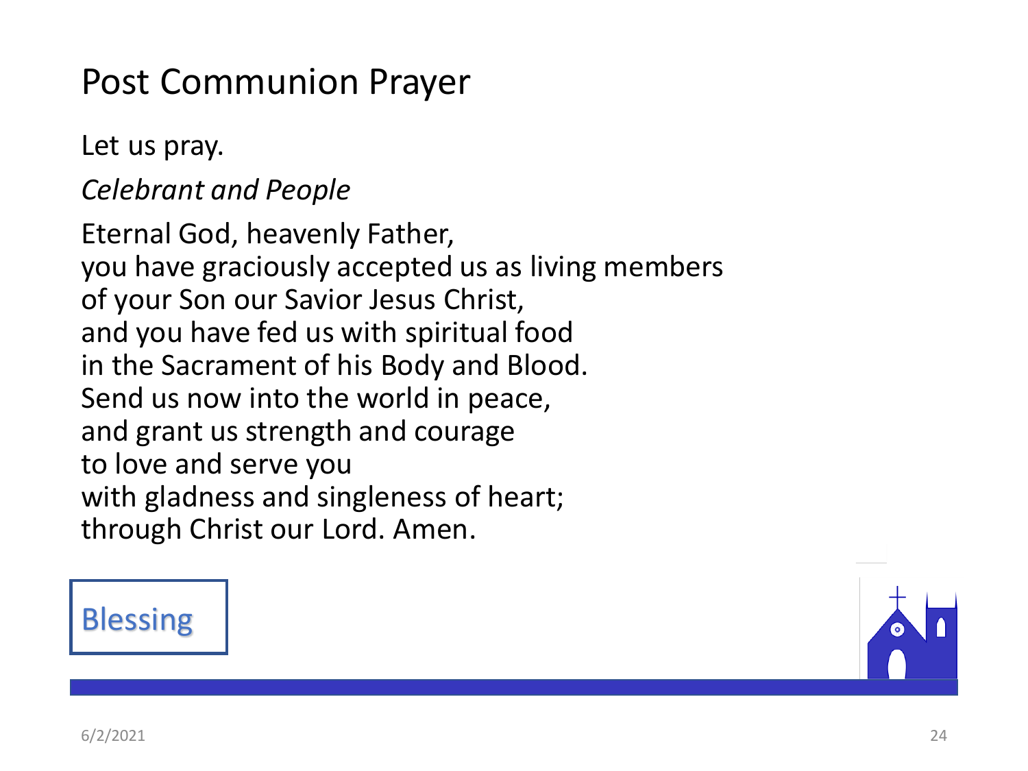# Post Communion Prayer

Let us pray.

*Celebrant and People*

Eternal God, heavenly Father,
you have graciously accepted us as living members
of your Son our Savior Jesus Christ,
and you have fed us with spiritual food
in the Sacrament of his Body and Blood.
Send us now into the world in peace,
and grant us strength and courage
to love and serve you
with gladness and singleness of heart;
through Christ our Lord. Amen.

Blessing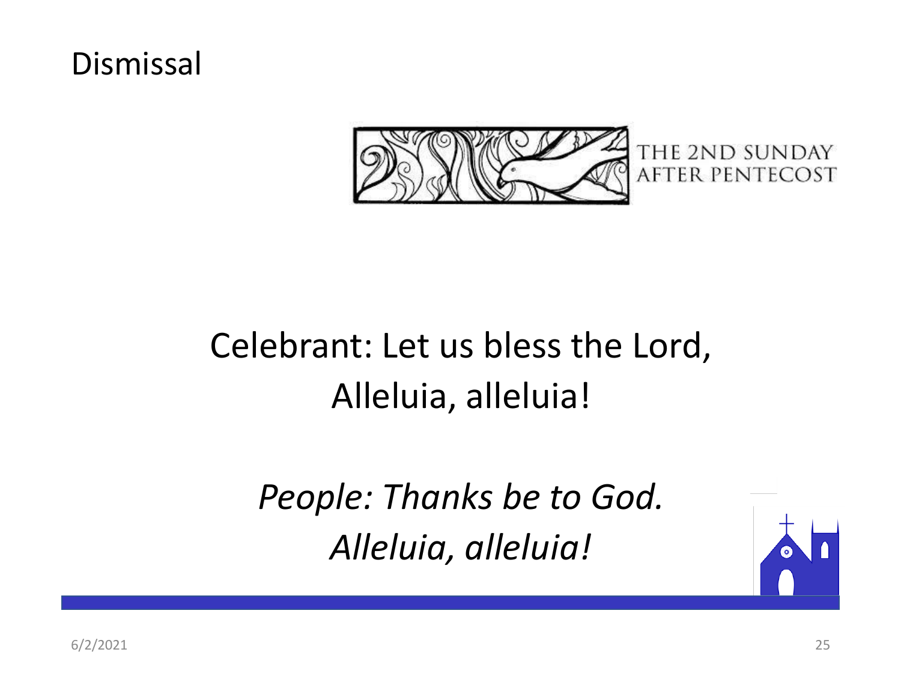# Dismissal

THE 2ND SUNDAY AFTER PENTECOST

Celebrant: Let us bless the Lord,
Alleluia, alleluia!

*People: Thanks be to God.*
*Alleluia, alleluia!*